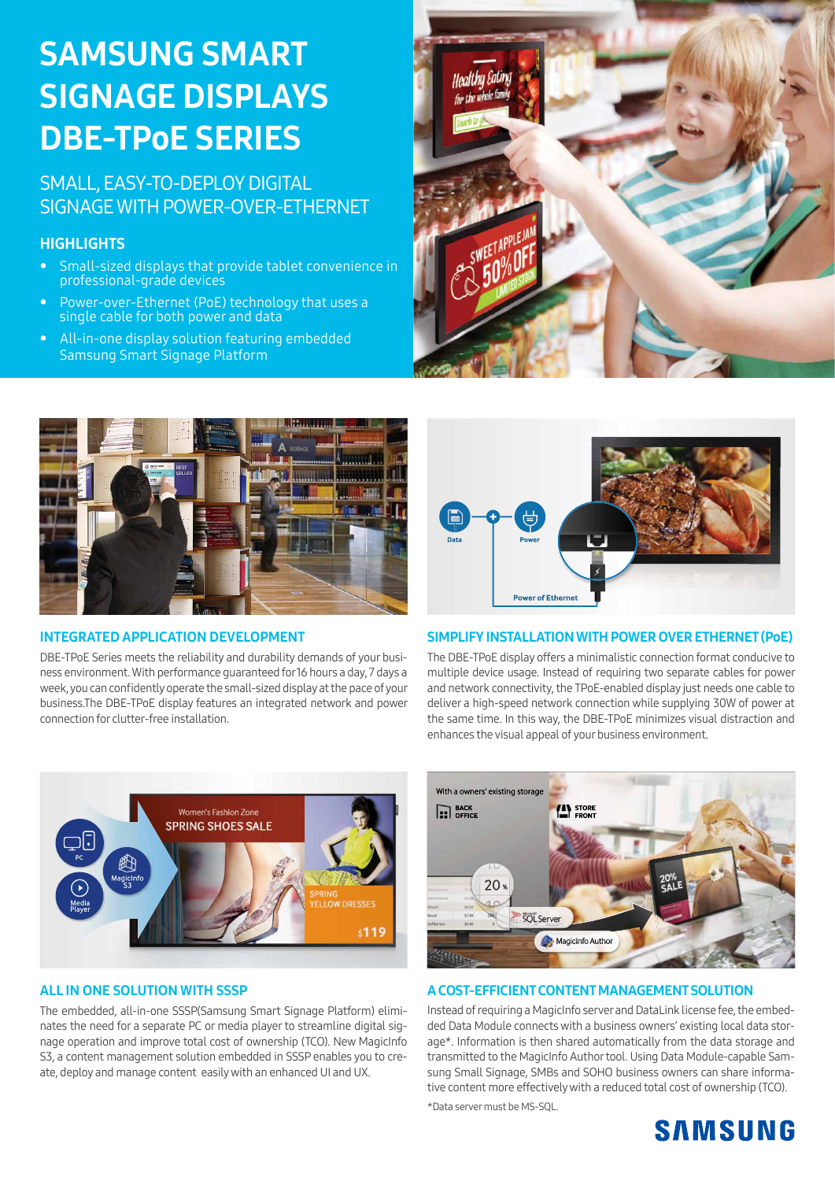# SAMSUNG SMART SIGNAGE DISPLAYS DBE-TPoE SERIES

## SMALL, EASY-TO-DEPLOY DIGITAL SIGNAGE WITH POWER-OVER-ETHERNET

### HIGHLIGHTS

- Small-sized displays that provide tablet convenience in professional-grade devices
- Power-over-Ethernet (PoE) technology that uses a single cable for both power and data
- All-in-one display solution featuring embedded Samsung Smart Signage Platform

### INTEGRATED APPLICATION DEVELOPMENT

DBE-TPoE Series meets the reliability and durability demands of your business environment. With performance guaranteed for16 hours a day, 7 days a week, you can confidently operate the small-sized display at the pace of your business.The DBE-TPoE display features an integrated network and power connection for clutter-free installation.

### SIMPLIFY INSTALLATION WITH POWER OVER ETHERNET (PoE)

The DBE-TPoE display offers a minimalistic connection format conducive to multiple device usage. Instead of requiring two separate cables for power and network connectivity, the TPoE-enabled display just needs one cable to deliver a high-speed network connection while supplying 30W of power at the same time. In this way, the DBE-TPoE minimizes visual distraction and enhances the visual appeal of your business environment.

### ALL IN ONE SOLUTION WITH SSSP

The embedded, all-in-one SSSP(Samsung Smart Signage Platform) eliminates the need for a separate PC or media player to streamline digital signage operation and improve total cost of ownership (TCO). New MagicInfo S3, a content management solution embedded in SSSP enables you to create, deploy and manage content easily with an enhanced UI and UX.

### A COST-EFFICIENT CONTENT MANAGEMENT SOLUTION

Instead of requiring a MagicInfo server and DataLink license fee, the embedded Data Module connects with a business owners' existing local data storage*. Information is then shared automatically from the data storage and transmitted to the MagicInfo Author tool. Using Data Module-capable Samsung Small Signage, SMBs and SOHO business owners can share informative content more effectively with a reduced total cost of ownership (TCO).

*Data server must be MS-SQL.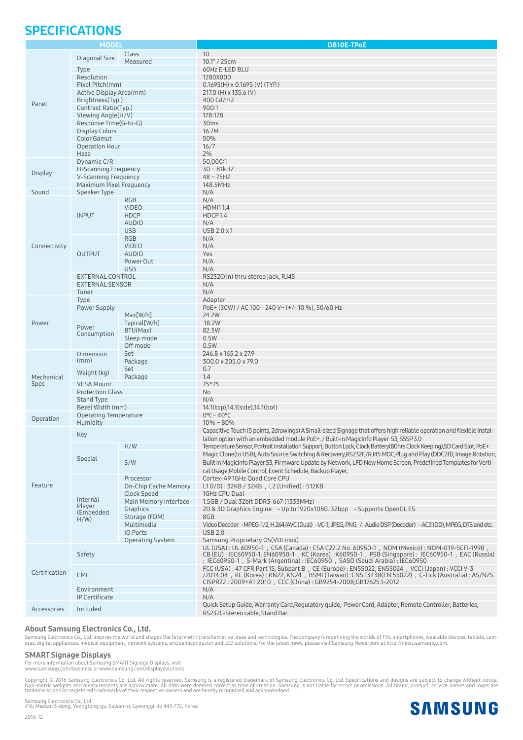# SPECIFICATIONS

| MODEL | | | DB10E-TPoE |
|---|---|---|---|
| Panel | Diagonal Size | Class | 10 |
| | | Measured | 10.1" / 25cm |
| | Type | | 60Hz E-LED BLU |
| | Resolution | | 1280X800 |
| | Pixel Pitch(mm) | | 0.1695(H) x 0.1695 (V) (TYP.) |
| | Active Display Area(mm) | | 217.0 (H) x 135.6 (V) |
| | Brightness(Typ.) | | 400 Cd/m2 |
| | Contrast Ratio(Typ.) | | 900:1 |
| | Viewing Angle(H/V) | | 178:178 |
| | Response Time(G-to-G) | | 30ms |
| | Display Colors | | 16.7M |
| | Color Gamut | | 50% |
| | Operation Hour | | 16/7 |
| | Haze | | 2% |
| Display | Dynamic C/R | | 50,000:1 |
| | H-Scanning Frequency | | 30 ~ 81kHZ |
| | V-Scanning Frequency | | 48 ~ 75HZ |
| | Maximum Pixel Frequency | | 148.5MHz |
| Sound | Speaker Type | | N/A |
| Connectivity | INPUT | RGB | N/A |
| | | VIDEO | HDMI1.4 |
| | | HDCP | HDCP1.4 |
| | | AUDIO | N/A |
| | | USB | USB 2.0 x1 |
| | OUTPUT | RGB | N/A |
| | | VIDEO | N/A |
| | | AUDIO | Yes |
| | | Power Out | N/A |
| | | USB | N/A |
| | EXTERNAL CONTROL | | RS232C(in) thru stereo jack, RJ45 |
| | EXTERNAL SENSOR | | N/A |
| | Tuner | | N/A |
| Power | Type | | Adapter |
| | Power Supply | | PoE+ (30W) / AC 100 - 240 V~ (+/- 10 %), 50/60 Hz |
| | Power Consumption | Max[W/h] | 24.2W |
| | | Typical[W/h] | 18.2W |
| | | BTU(Max) | 82.5W |
| | | Sleep mode | 0.5W |
| | | Off mode | 0.5W |
| Mechanical Spec | Dimension (mm) | Set | 246.8 x 165.2 x 27.9 |
| | | Package | 300.0 x 205.0 x 79.0 |
| | Weight (kg) | Set | 0.7 |
| | | Package | 1.4 |
| | VESA Mount | | 75*75 |
| | Protection Glass | | No |
| | Stand Type | | N/A |
| | Bezel Width (mm) | | 14.1(top),14.1(side),14.1(bot) |
| Operation | Operating Temperature | | 0°C~ 40°C |
| | Humidity | | 10% ~ 80% |
| Feature | Key | | Capacitive Touch (5 points, 2drawings) A Small-sized Signage that offers high reliable operation and flexible installation option with an embedded module PoE+. / Built-in MagicInfo Player S3, SSSP 3.0 |
| | Special | H/W | Temperature Sensor, Portrait Installation Support, Button Lock, Clock Battery(80hrs Clock Keeping),SD Card Slot, PoE+ |
| | | S/W | Magic Clone(to USB), Auto Source Switching & Recovery,RS232C/RJ45 MDC,Plug and Play (DDC2B), Image Rotation, Built In MagicInfo Player S3, Firmware Update by Network, LFD New Home Screen, Predefined Templates for Vertical Usage,Mobile Control, Event Schedule, Backup Player, |
| | Internal Player (Embedded H/W) | Processor | Cortex-A9 1GHz Quad Core CPU |
| | | On-Chip Cache Memory | L1 (I/D) : 32KB / 32KB , L2 (Unified) : 512KB |
| | | Clock Speed | 1GHz CPU Dual |
| | | Main Memory Interface | 1.5GB / Dual 32bit DDR3-667 (1333MHz) |
| | | Graphics | 2D & 3D Graphics Engine - Up to 1920x1080. 32bpp - Supports OpenGL ES |
| | | Storage (FDM) | 8GB |
| | | Multimedia | Video Decoder -MPEG-1/2, H.264/AVC(Dual) -VC-1, JPEG, PNG / Audio DSP(Decoder) - AC3 (DD), MPEG, DTS and etc. |
| | | IO Ports | USB 2.0 |
| | | Operating System | Samsung Proprietary OS(VDLinux) |
| Certification | Safety | | UL (USA) : UL 60950-1 , CSA (Canada) : CSA C22.2 No. 60950-1 , NOM (Mexico) : NOM-019-SCFI-1998 , CB (EU) : IEC60950-1, EN60950-1 , KC (Korea) : K60950-1 , PSB (Singapore) : IEC60950-1 , EAC (Russia) : IEC60950-1 , S-Mark (Argentina) : IEC60950 , SASO (Saudi Arabia) : IEC60950 |
| | EMC | | FCC (USA) : 47 CFR Part 15, Subpart B , CE (Europe) : EN55022, EN55024 , VCCI (Japan) : VCCI V-3 /2014.04 , KC (Korea) : KN22, KN24 , BSMI (Taiwan) :CNS 13438(EN 55022) , C-Tick (Australia) : AS/NZS CISPR22 : 2009+A1:2010 , CCC (China) : GB9254-2008;GB17625.1-2012 |
| | Environment | | N/A |
| | IP Certificate | | N/A |
| Accessories | Included | | Quick Setup Guide, Warranty Card,Regulatory guide, Power Cord, Adapter, Remote Controller, Batteries, RS232C-Stereo cable, Stand Bar |

## About Samsung Electronics Co., Ltd.

Samsung Electronics Co., Ltd. inspires the world and shapes the future with transformative ideas and technologies. The company is redefining the worlds of TVs, smartphones, wearable devices, tablets, cameras, digital appliances, medical equipment, network systems, and semiconductor and LED solutions. For the latest news, please visit Samsung Newsroom at http://news.samsung.com.

## SMART Signage Displays

For more information about Samsung SMART Signage Displays, visit
www.samsung.com/business or www.samsung.com/displaysolutions

Copyright © 2016 Samsung Electronics Co. Ltd. All rights reserved. Samsung is a registered trademark of Samsung Electronics Co. Ltd. Specifications and designs are subject to change without notice. Non-metric weights and measurements are approximate. All data were deemed correct at time of creation. Samsung is not liable for errors or omissions. All brand, product, service names and logos are trademarks and/or registered trademarks of their respective owners and are hereby recognized and acknowledged.

Samsung Electronics Co., Ltd.
416, Maetan 3-dong, Yeongtong-gu, Suwon-si, Gyeonggi-do 443-772, Korea

2016-12

SAMSUNG